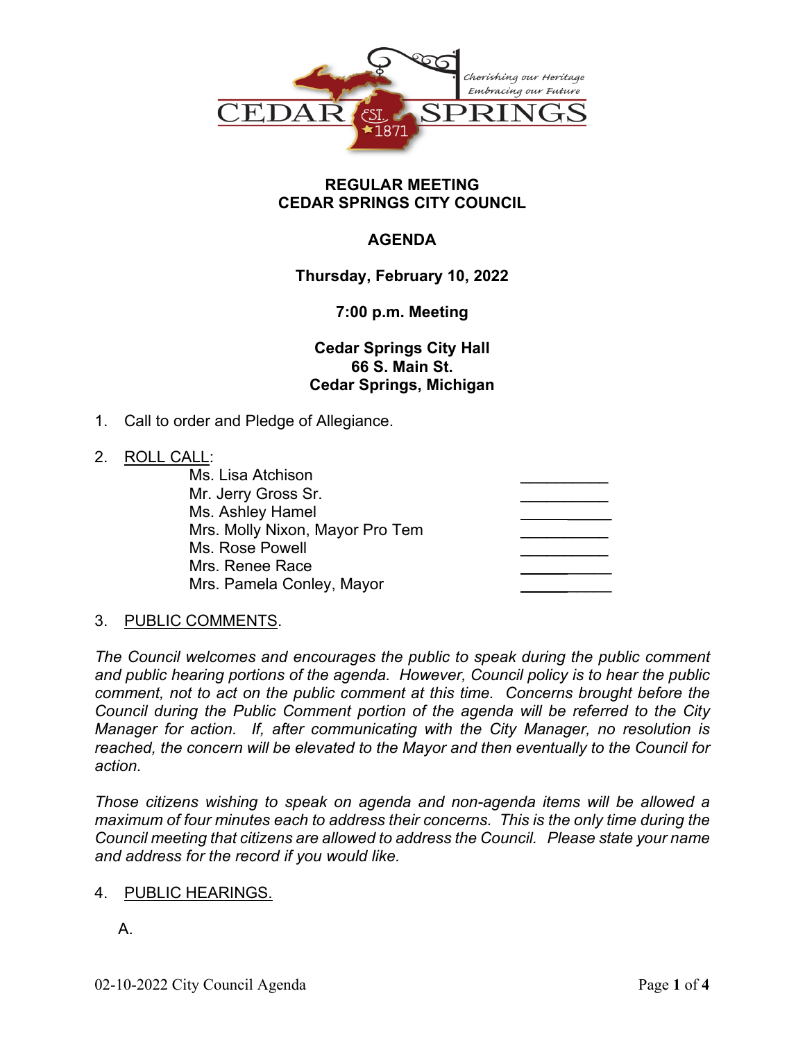CEDAR SPRINGS

Cherishing our Heritage
Embracing our Future

EST. 1871

**REGULAR MEETING**
**CEDAR SPRINGS CITY COUNCIL**

**AGENDA**

**Thursday, February 10, 2022**

**7:00 p.m. Meeting**

**Cedar Springs City Hall**
**66 S. Main St.**
**Cedar Springs, Michigan**

1. Call to order and Pledge of Allegiance.

2. ROLL CALL:

| | |
|---|---|
| Ms. Lisa Atchison | __________ |
| Mr. Jerry Gross Sr. | __________ |
| Ms. Ashley Hamel | __________ |
| Mrs. Molly Nixon, Mayor Pro Tem | __________ |
| Ms. Rose Powell | __________ |
| Mrs. Renee Race | __________ |
| Mrs. Pamela Conley, Mayor | __________ |

3. PUBLIC COMMENTS.

*The Council welcomes and encourages the public to speak during the public comment and public hearing portions of the agenda. However, Council policy is to hear the public comment, not to act on the public comment at this time. Concerns brought before the Council during the Public Comment portion of the agenda will be referred to the City Manager for action. If, after communicating with the City Manager, no resolution is reached, the concern will be elevated to the Mayor and then eventually to the Council for action.*

*Those citizens wishing to speak on agenda and non-agenda items will be allowed a maximum of four minutes each to address their concerns. This is the only time during the Council meeting that citizens are allowed to address the Council. Please state your name and address for the record if you would like.*

4. PUBLIC HEARINGS.

   A.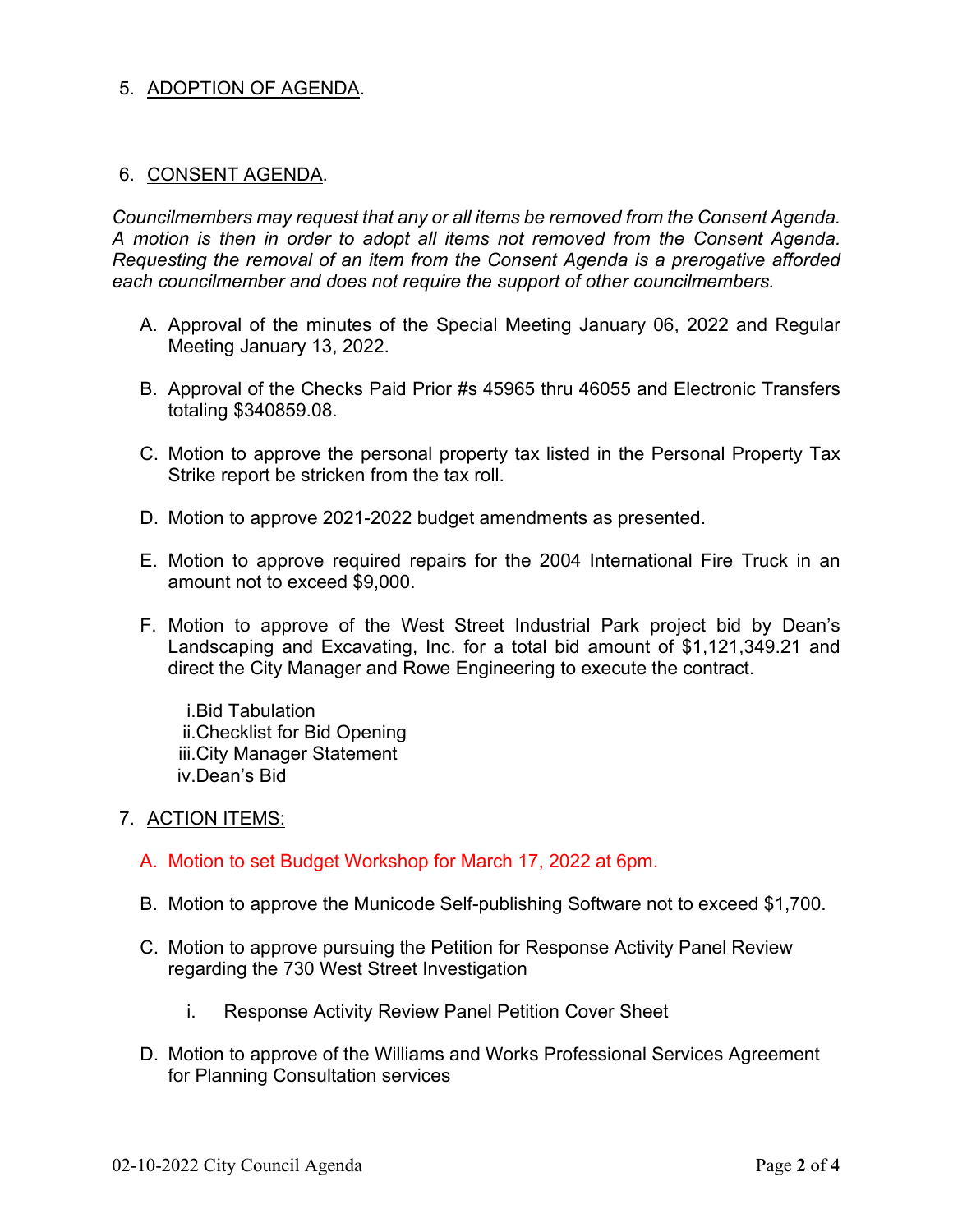5. <u>ADOPTION OF AGENDA</u>.

6. <u>CONSENT AGENDA</u>.

*Councilmembers may request that any or all items be removed from the Consent Agenda. A motion is then in order to adopt all items not removed from the Consent Agenda. Requesting the removal of an item from the Consent Agenda is a prerogative afforded each councilmember and does not require the support of other councilmembers.*

A. Approval of the minutes of the Special Meeting January 06, 2022 and Regular Meeting January 13, 2022.

B. Approval of the Checks Paid Prior #s 45965 thru 46055 and Electronic Transfers totaling $340859.08.

C. Motion to approve the personal property tax listed in the Personal Property Tax Strike report be stricken from the tax roll.

D. Motion to approve 2021-2022 budget amendments as presented.

E. Motion to approve required repairs for the 2004 International Fire Truck in an amount not to exceed $9,000.

F. Motion to approve of the West Street Industrial Park project bid by Dean's Landscaping and Excavating, Inc. for a total bid amount of $1,121,349.21 and direct the City Manager and Rowe Engineering to execute the contract.

   i. Bid Tabulation
   ii. Checklist for Bid Opening
   iii. City Manager Statement
   iv. Dean's Bid

7. <u>ACTION ITEMS:</u>

A. Motion to set Budget Workshop for March 17, 2022 at 6pm.

B. Motion to approve the Municode Self-publishing Software not to exceed $1,700.

C. Motion to approve pursuing the Petition for Response Activity Panel Review regarding the 730 West Street Investigation

   i. Response Activity Review Panel Petition Cover Sheet

D. Motion to approve of the Williams and Works Professional Services Agreement for Planning Consultation services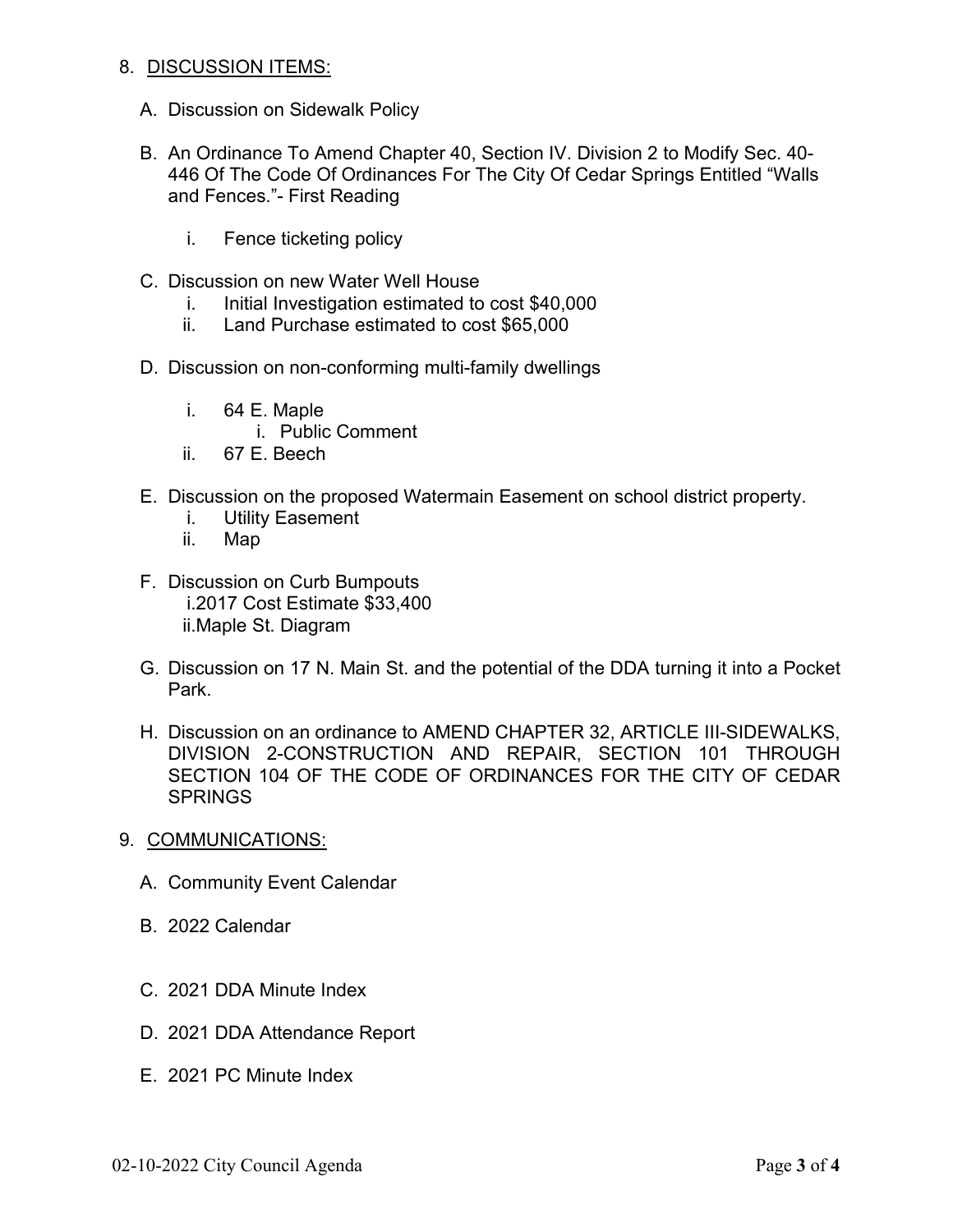8. <u>DISCUSSION ITEMS:</u>

   A. Discussion on Sidewalk Policy

   B. An Ordinance To Amend Chapter 40, Section IV. Division 2 to Modify Sec. 40-446 Of The Code Of Ordinances For The City Of Cedar Springs Entitled "Walls and Fences."- First Reading

      i. Fence ticketing policy

   C. Discussion on new Water Well House
      i. Initial Investigation estimated to cost $40,000
      ii. Land Purchase estimated to cost $65,000

   D. Discussion on non-conforming multi-family dwellings

      i. 64 E. Maple
         i. Public Comment
      ii. 67 E. Beech

   E. Discussion on the proposed Watermain Easement on school district property.
      i. Utility Easement
      ii. Map

   F. Discussion on Curb Bumpouts
      i. 2017 Cost Estimate $33,400
      ii. Maple St. Diagram

   G. Discussion on 17 N. Main St. and the potential of the DDA turning it into a Pocket Park.

   H. Discussion on an ordinance to AMEND CHAPTER 32, ARTICLE III-SIDEWALKS, DIVISION 2-CONSTRUCTION AND REPAIR, SECTION 101 THROUGH SECTION 104 OF THE CODE OF ORDINANCES FOR THE CITY OF CEDAR SPRINGS

9. <u>COMMUNICATIONS:</u>

   A. Community Event Calendar

   B. 2022 Calendar

   C. 2021 DDA Minute Index

   D. 2021 DDA Attendance Report

   E. 2021 PC Minute Index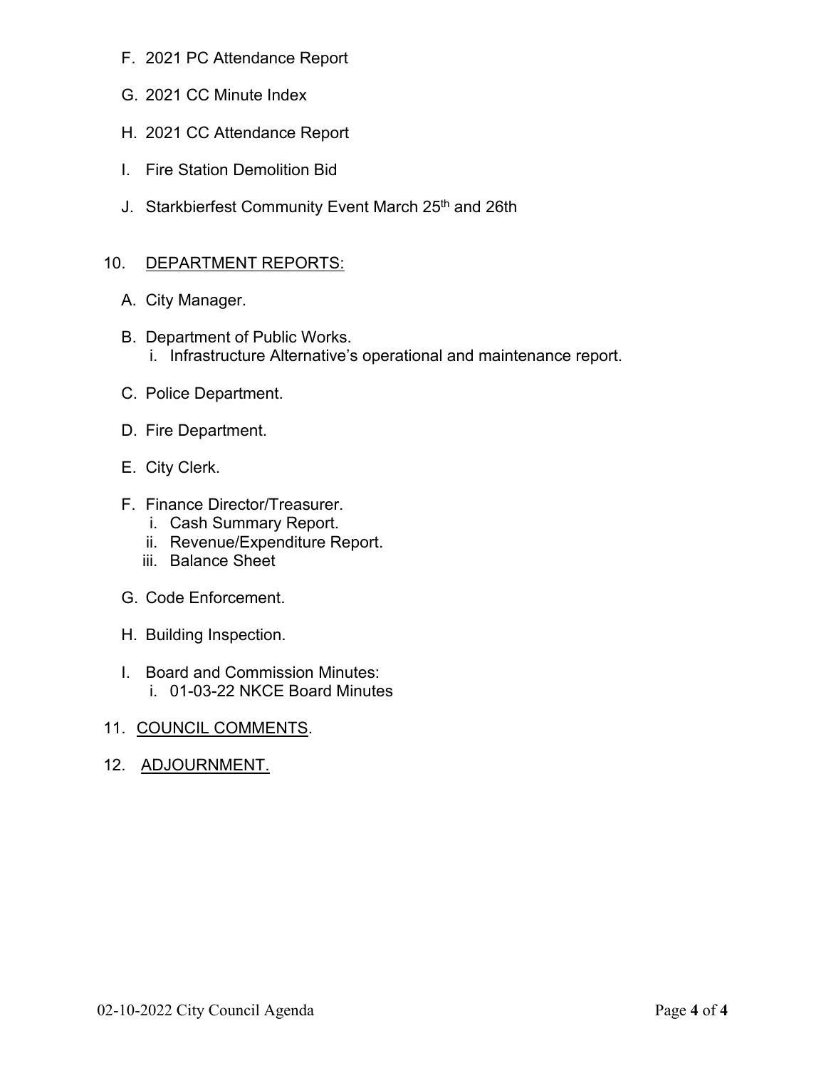F. 2021 PC Attendance Report

G. 2021 CC Minute Index

H. 2021 CC Attendance Report

I. Fire Station Demolition Bid

J. Starkbierfest Community Event March 25th and 26th

10. DEPARTMENT REPORTS:

A. City Manager.

B. Department of Public Works.
   i. Infrastructure Alternative's operational and maintenance report.

C. Police Department.

D. Fire Department.

E. City Clerk.

F. Finance Director/Treasurer.
   i. Cash Summary Report.
   ii. Revenue/Expenditure Report.
   iii. Balance Sheet

G. Code Enforcement.

H. Building Inspection.

I. Board and Commission Minutes:
   i. 01-03-22 NKCE Board Minutes

11. COUNCIL COMMENTS.

12. ADJOURNMENT.